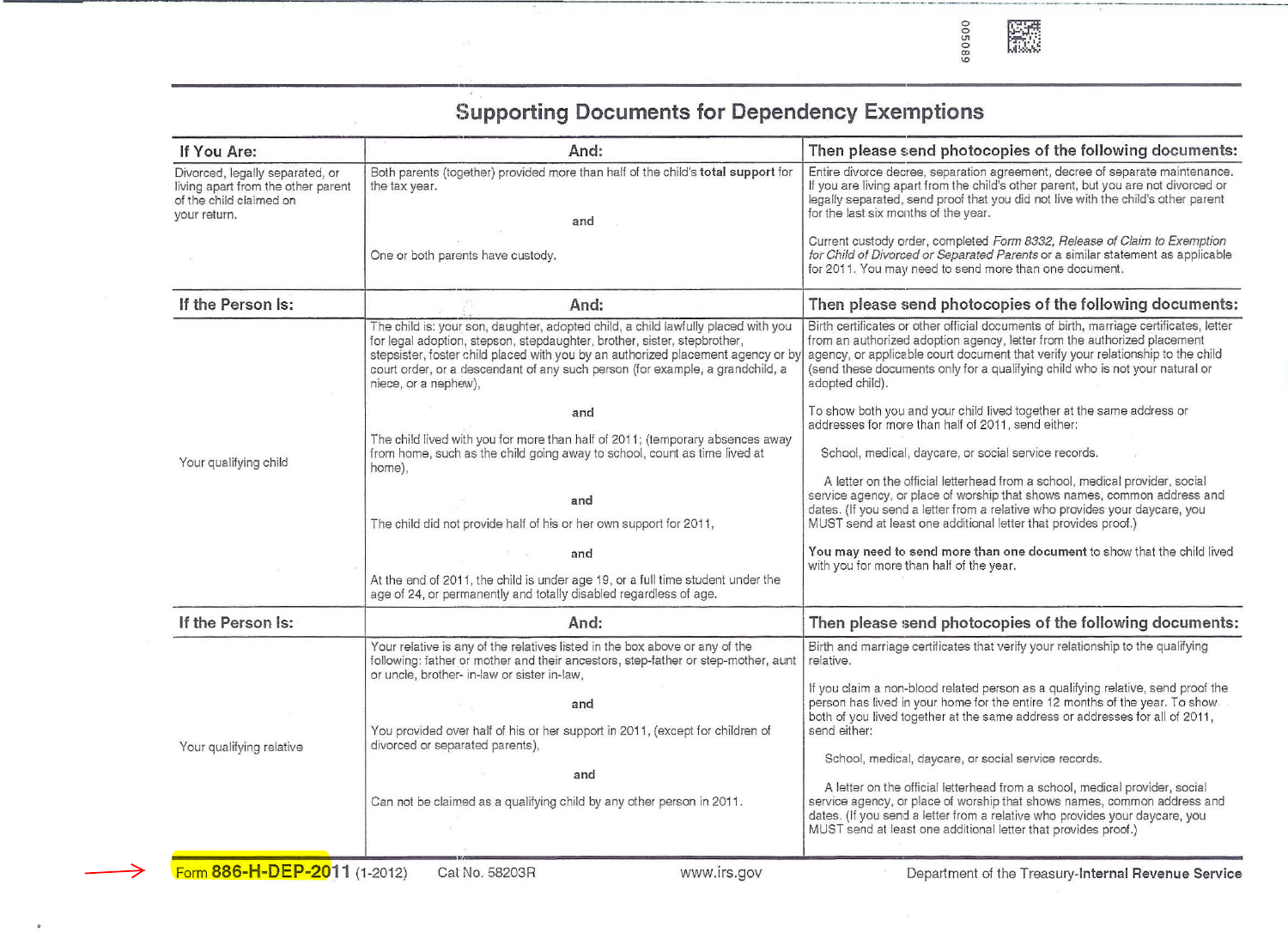# Supporting Documents for Dependency Exemptions

| If You Are: | And: | Then please send photocopies of the following documents: |
|---|---|---|
| Divorced, legally separated, or living apart from the other parent of the child claimed on your return. | Both parents (together) provided more than half of the child's **total support** for the tax year.<br><br>**and**<br><br>One or both parents have custody. | Entire divorce decree, separation agreement, decree of separate maintenance. If you are living apart from the child's other parent, but you are not divorced or legally separated, send proof that you did not live with the child's other parent for the last six months of the year.<br><br>Current custody order, completed *Form 8332, Release of Claim to Exemption for Child of Divorced or Separated Parents* or a similar statement as applicable for 2011. You may need to send more than one document. |
| **If the Person Is:** | **And:** | **Then please send photocopies of the following documents:** |
| Your qualifying child | The child is: your son, daughter, adopted child, a child lawfully placed with you for legal adoption, stepson, stepdaughter, brother, sister, stepbrother, stepsister, foster child placed with you by an authorized placement agency or by court order, or a descendant of any such person (for example, a grandchild, a niece, or a nephew),<br><br>**and**<br><br>The child lived with you for more than half of 2011; (temporary absences away from home, such as the child going away to school, count as time lived at home),<br><br>**and**<br><br>The child did not provide half of his or her own support for 2011,<br><br>**and**<br><br>At the end of 2011, the child is under age 19, or a full time student under the age of 24, or permanently and totally disabled regardless of age. | Birth certificates or other official documents of birth, marriage certificates, letter from an authorized adoption agency, letter from the authorized placement agency, or applicable court document that verify your relationship to the child (send these documents only for a qualifying child who is not your natural or adopted child).<br><br>To show both you and your child lived together at the same address or addresses for more than half of 2011, send either:<br><br>School, medical, daycare, or social service records.<br><br>A letter on the official letterhead from a school, medical provider, social service agency, or place of worship that shows names, common address and dates. (If you send a letter from a relative who provides your daycare, you MUST send at least one additional letter that provides proof.)<br><br>**You may need to send more than one document** to show that the child lived with you for more than half of the year. |
| **If the Person Is:** | **And:** | **Then please send photocopies of the following documents:** |
| Your qualifying relative | Your relative is any of the relatives listed in the box above or any of the following: father or mother and their ancestors, step-father or step-mother, aunt or uncle, brother- in-law or sister in-law,<br><br>**and**<br><br>You provided over half of his or her support in 2011, (except for children of divorced or separated parents),<br><br>**and**<br><br>Can not be claimed as a qualifying child by any other person in 2011. | Birth and marriage certificates that verify your relationship to the qualifying relative.<br><br>If you claim a non-blood related person as a qualifying relative, send proof the person has lived in your home for the entire 12 months of the year. To show both of you lived together at the same address or addresses for all of 2011, send either:<br><br>School, medical, daycare, or social service records.<br><br>A letter on the official letterhead from a school, medical provider, social service agency, or place of worship that shows names, common address and dates. (If you send a letter from a relative who provides your daycare, you MUST send at least one additional letter that provides proof.) |

Form **886-H-DEP-2011** (1-2012) Cat No. 58203R www.irs.gov Department of the Treasury-**Internal Revenue Service**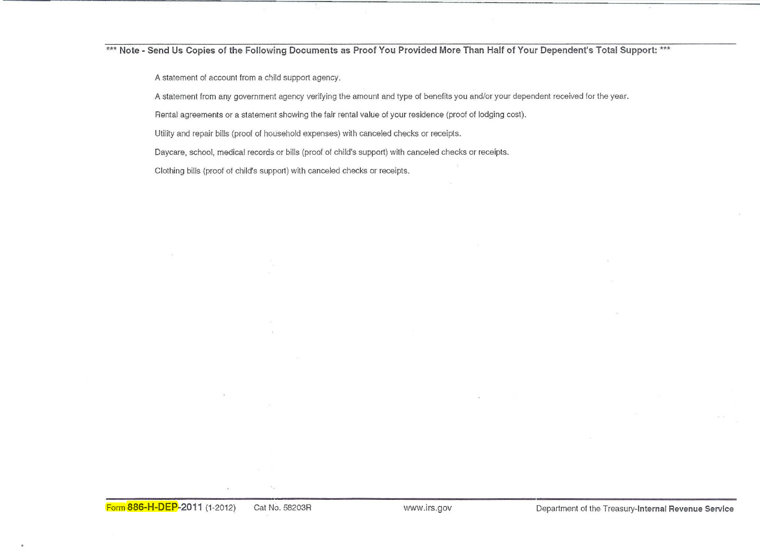\*\*\* Note - Send Us Copies of the Following Documents as Proof You Provided More Than Half of Your Dependent's Total Support: \*\*\*

A statement of account from a child support agency.

A statement from any government agency verifying the amount and type of benefits you and/or your dependent received for the year.

Rental agreements or a statement showing the fair rental value of your residence (proof of lodging cost).

Utility and repair bills (proof of household expenses) with canceled checks or receipts.

Daycare, school, medical records or bills (proof of child's support) with canceled checks or receipts.

Clothing bills (proof of child's support) with canceled checks or receipts.